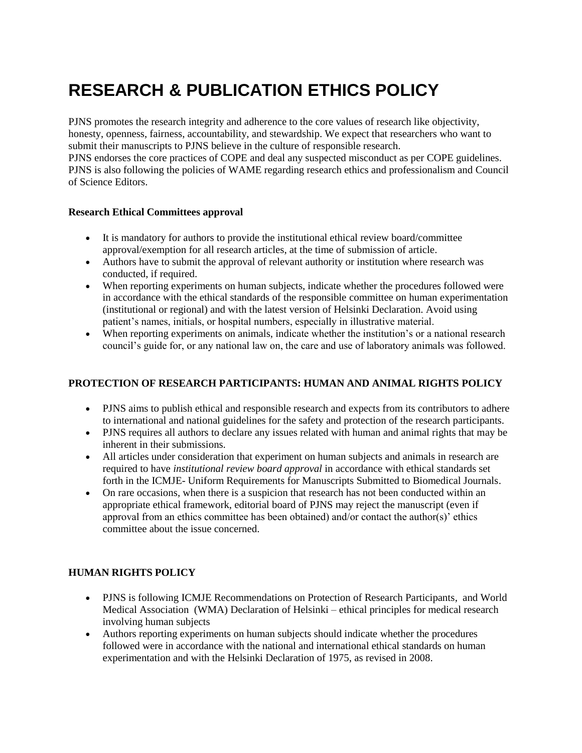# RESEARCH & PUBLICATION ETHICS POLICY

PJNS promotes the research integrity and adherence to the core values of research like objectivity, honesty, openness, fairness, accountability, and stewardship. We expect that researchers who want to submit their manuscripts to PJNS believe in the culture of responsible research.
PJNS endorses the core practices of COPE and deal any suspected misconduct as per COPE guidelines. PJNS is also following the policies of WAME regarding research ethics and professionalism and Council of Science Editors.

**Research Ethical Committees approval**

- It is mandatory for authors to provide the institutional ethical review board/committee approval/exemption for all research articles, at the time of submission of article.
- Authors have to submit the approval of relevant authority or institution where research was conducted, if required.
- When reporting experiments on human subjects, indicate whether the procedures followed were in accordance with the ethical standards of the responsible committee on human experimentation (institutional or regional) and with the latest version of Helsinki Declaration. Avoid using patient's names, initials, or hospital numbers, especially in illustrative material.
- When reporting experiments on animals, indicate whether the institution's or a national research council's guide for, or any national law on, the care and use of laboratory animals was followed.

**PROTECTION OF RESEARCH PARTICIPANTS: HUMAN AND ANIMAL RIGHTS POLICY**

- PJNS aims to publish ethical and responsible research and expects from its contributors to adhere to international and national guidelines for the safety and protection of the research participants.
- PJNS requires all authors to declare any issues related with human and animal rights that may be inherent in their submissions.
- All articles under consideration that experiment on human subjects and animals in research are required to have *institutional review board approval* in accordance with ethical standards set forth in the ICMJE- Uniform Requirements for Manuscripts Submitted to Biomedical Journals.
- On rare occasions, when there is a suspicion that research has not been conducted within an appropriate ethical framework, editorial board of PJNS may reject the manuscript (even if approval from an ethics committee has been obtained) and/or contact the author(s)' ethics committee about the issue concerned.

**HUMAN RIGHTS POLICY**

- PJNS is following ICMJE Recommendations on Protection of Research Participants, and World Medical Association (WMA) Declaration of Helsinki – ethical principles for medical research involving human subjects
- Authors reporting experiments on human subjects should indicate whether the procedures followed were in accordance with the national and international ethical standards on human experimentation and with the Helsinki Declaration of 1975, as revised in 2008.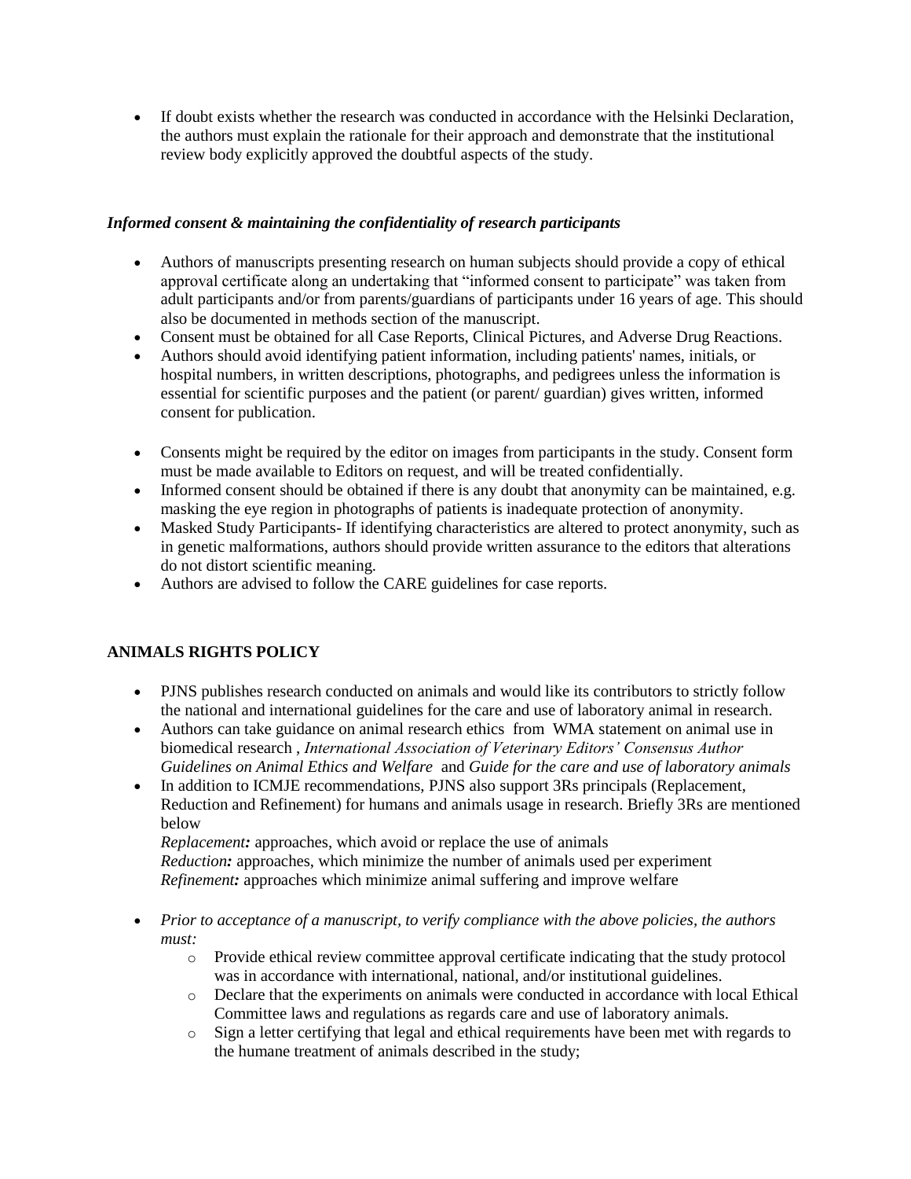- If doubt exists whether the research was conducted in accordance with the Helsinki Declaration, the authors must explain the rationale for their approach and demonstrate that the institutional review body explicitly approved the doubtful aspects of the study.

***Informed consent & maintaining the confidentiality of research participants***

- Authors of manuscripts presenting research on human subjects should provide a copy of ethical approval certificate along an undertaking that "informed consent to participate" was taken from adult participants and/or from parents/guardians of participants under 16 years of age. This should also be documented in methods section of the manuscript.
- Consent must be obtained for all Case Reports, Clinical Pictures, and Adverse Drug Reactions.
- Authors should avoid identifying patient information, including patients' names, initials, or hospital numbers, in written descriptions, photographs, and pedigrees unless the information is essential for scientific purposes and the patient (or parent/ guardian) gives written, informed consent for publication.

- Consents might be required by the editor on images from participants in the study. Consent form must be made available to Editors on request, and will be treated confidentially.
- Informed consent should be obtained if there is any doubt that anonymity can be maintained, e.g. masking the eye region in photographs of patients is inadequate protection of anonymity.
- Masked Study Participants- If identifying characteristics are altered to protect anonymity, such as in genetic malformations, authors should provide written assurance to the editors that alterations do not distort scientific meaning.
- Authors are advised to follow the CARE guidelines for case reports.

## ANIMALS RIGHTS POLICY

- PJNS publishes research conducted on animals and would like its contributors to strictly follow the national and international guidelines for the care and use of laboratory animal in research.
- Authors can take guidance on animal research ethics from WMA statement on animal use in biomedical research , *International Association of Veterinary Editors' Consensus Author Guidelines on Animal Ethics and Welfare* and *Guide for the care and use of laboratory animals*
- In addition to ICMJE recommendations, PJNS also support 3Rs principals (Replacement, Reduction and Refinement) for humans and animals usage in research. Briefly 3Rs are mentioned below

  *Replacement**:*** approaches, which avoid or replace the use of animals
  *Reduction**:*** approaches, which minimize the number of animals used per experiment
  *Refinement**:*** approaches which minimize animal suffering and improve welfare

- *Prior to acceptance of a manuscript, to verify compliance with the above policies, the authors must:*
  - Provide ethical review committee approval certificate indicating that the study protocol was in accordance with international, national, and/or institutional guidelines.
  - Declare that the experiments on animals were conducted in accordance with local Ethical Committee laws and regulations as regards care and use of laboratory animals.
  - Sign a letter certifying that legal and ethical requirements have been met with regards to the humane treatment of animals described in the study;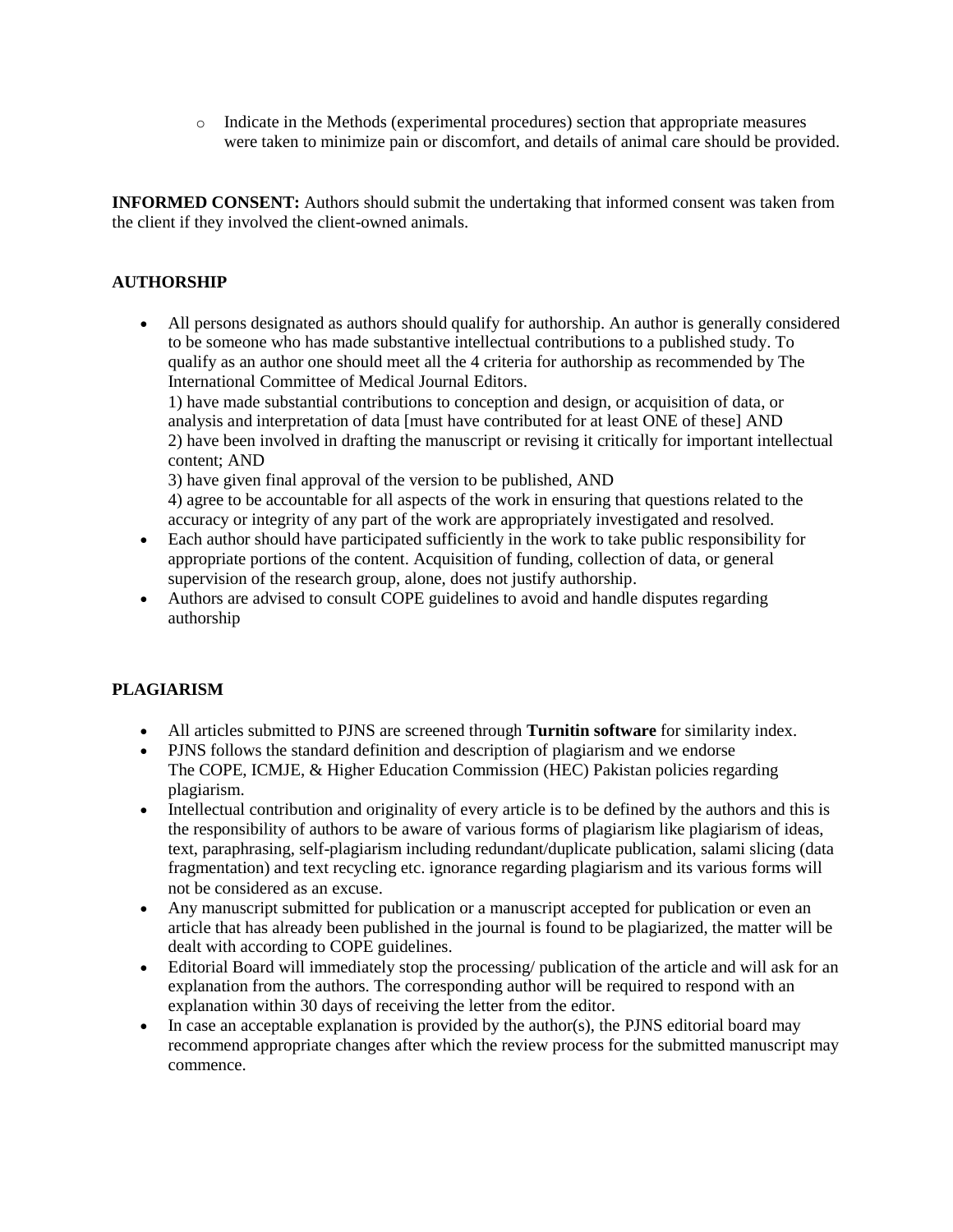- Indicate in the Methods (experimental procedures) section that appropriate measures were taken to minimize pain or discomfort, and details of animal care should be provided.

**INFORMED CONSENT:** Authors should submit the undertaking that informed consent was taken from the client if they involved the client-owned animals.

**AUTHORSHIP**

- All persons designated as authors should qualify for authorship. An author is generally considered to be someone who has made substantive intellectual contributions to a published study. To qualify as an author one should meet all the 4 criteria for authorship as recommended by The International Committee of Medical Journal Editors.
  1) have made substantial contributions to conception and design, or acquisition of data, or analysis and interpretation of data [must have contributed for at least ONE of these] AND
  2) have been involved in drafting the manuscript or revising it critically for important intellectual content; AND
  3) have given final approval of the version to be published, AND
  4) agree to be accountable for all aspects of the work in ensuring that questions related to the accuracy or integrity of any part of the work are appropriately investigated and resolved.
- Each author should have participated sufficiently in the work to take public responsibility for appropriate portions of the content. Acquisition of funding, collection of data, or general supervision of the research group, alone, does not justify authorship.
- Authors are advised to consult COPE guidelines to avoid and handle disputes regarding authorship

**PLAGIARISM**

- All articles submitted to PJNS are screened through **Turnitin software** for similarity index.
- PJNS follows the standard definition and description of plagiarism and we endorse The COPE, ICMJE, & Higher Education Commission (HEC) Pakistan policies regarding plagiarism.
- Intellectual contribution and originality of every article is to be defined by the authors and this is the responsibility of authors to be aware of various forms of plagiarism like plagiarism of ideas, text, paraphrasing, self-plagiarism including redundant/duplicate publication, salami slicing (data fragmentation) and text recycling etc. ignorance regarding plagiarism and its various forms will not be considered as an excuse.
- Any manuscript submitted for publication or a manuscript accepted for publication or even an article that has already been published in the journal is found to be plagiarized, the matter will be dealt with according to COPE guidelines.
- Editorial Board will immediately stop the processing/ publication of the article and will ask for an explanation from the authors. The corresponding author will be required to respond with an explanation within 30 days of receiving the letter from the editor.
- In case an acceptable explanation is provided by the author(s), the PJNS editorial board may recommend appropriate changes after which the review process for the submitted manuscript may commence.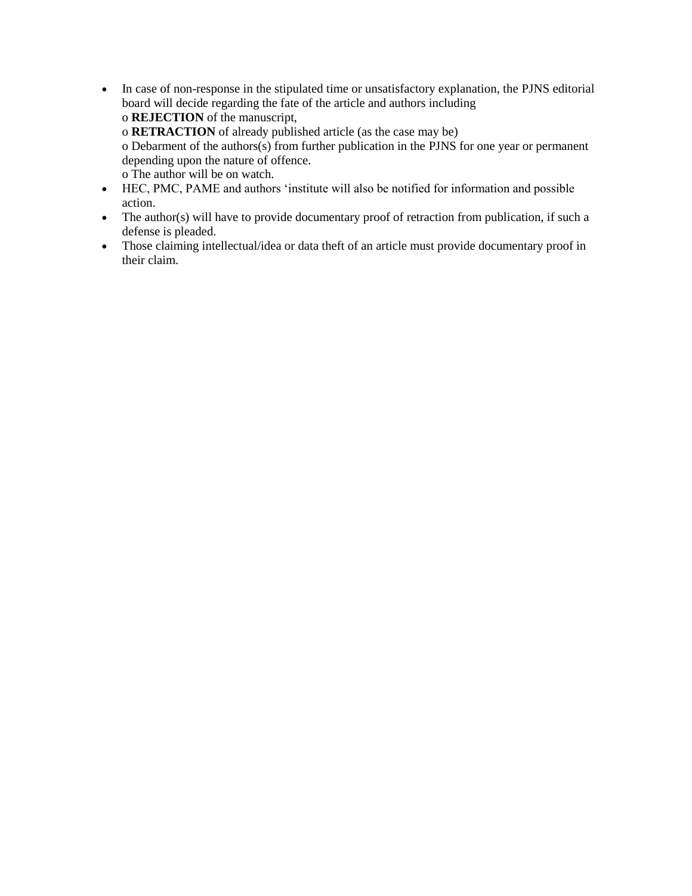- In case of non-response in the stipulated time or unsatisfactory explanation, the PJNS editorial board will decide regarding the fate of the article and authors including
  - **REJECTION** of the manuscript,
  - **RETRACTION** of already published article (as the case may be)
  - Debarment of the authors(s) from further publication in the PJNS for one year or permanent depending upon the nature of offence.
  - The author will be on watch.
- HEC, PMC, PAME and authors 'institute will also be notified for information and possible action.
- The author(s) will have to provide documentary proof of retraction from publication, if such a defense is pleaded.
- Those claiming intellectual/idea or data theft of an article must provide documentary proof in their claim.